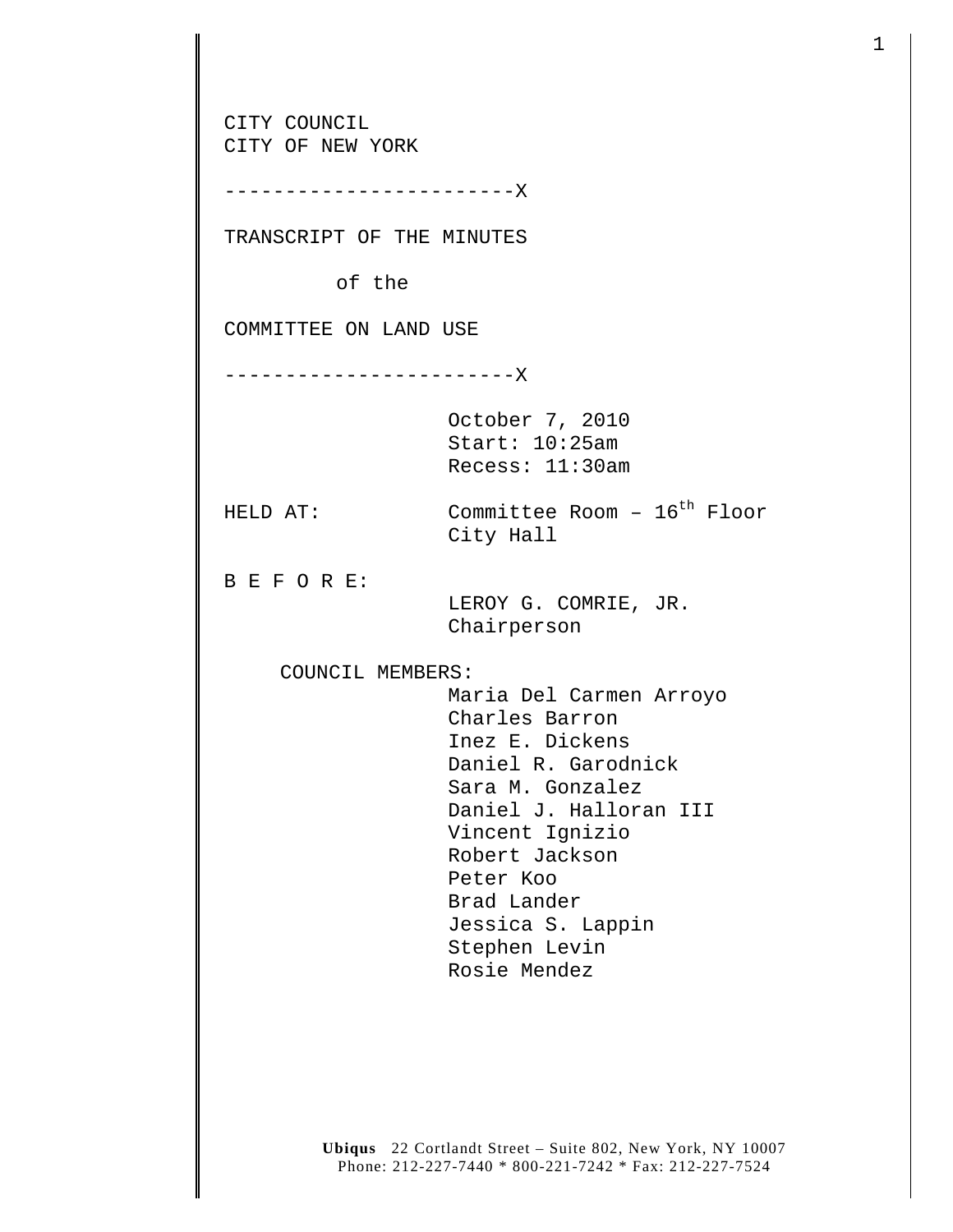CITY COUNCIL
CITY OF NEW YORK

------------------------X

TRANSCRIPT OF THE MINUTES

of the

COMMITTEE ON LAND USE

------------------------X

October 7, 2010
Start: 10:25am
Recess: 11:30am

HELD AT: Committee Room – 16th Floor
City Hall

B E F O R E:
LEROY G. COMRIE, JR.
Chairperson

COUNCIL MEMBERS:
Maria Del Carmen Arroyo
Charles Barron
Inez E. Dickens
Daniel R. Garodnick
Sara M. Gonzalez
Daniel J. Halloran III
Vincent Ignizio
Robert Jackson
Peter Koo
Brad Lander
Jessica S. Lappin
Stephen Levin
Rosie Mendez

**Ubiqus** 22 Cortlandt Street – Suite 802, New York, NY 10007
Phone: 212-227-7440 * 800-221-7242 * Fax: 212-227-7524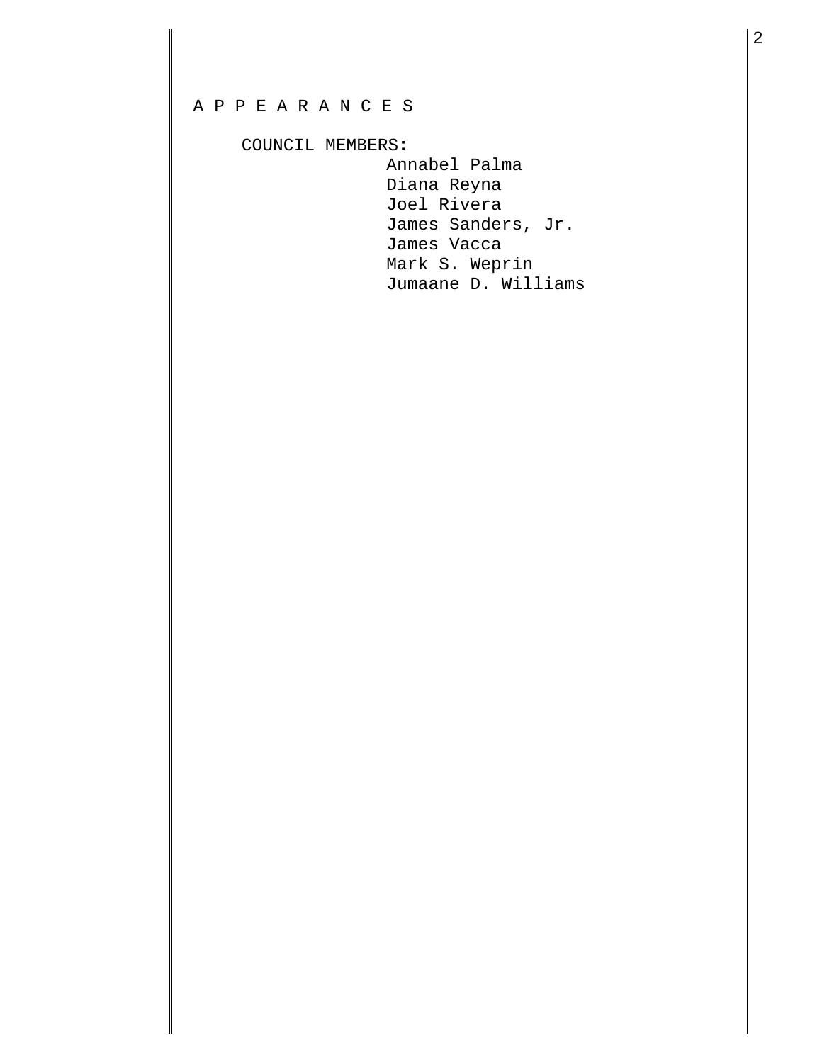A P P E A R A N C E S

COUNCIL MEMBERS:

Annabel Palma
Diana Reyna
Joel Rivera
James Sanders, Jr.
James Vacca
Mark S. Weprin
Jumaane D. Williams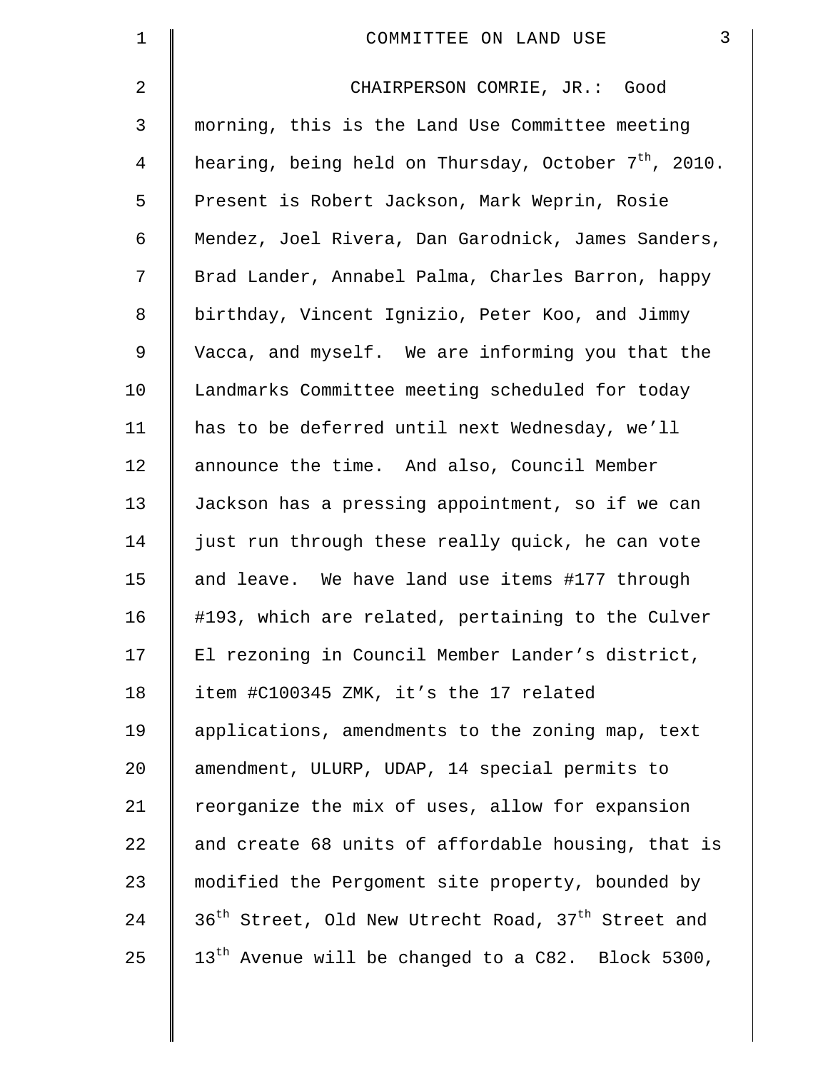CHAIRPERSON COMRIE, JR.: Good morning, this is the Land Use Committee meeting hearing, being held on Thursday, October 7th, 2010. Present is Robert Jackson, Mark Weprin, Rosie Mendez, Joel Rivera, Dan Garodnick, James Sanders, Brad Lander, Annabel Palma, Charles Barron, happy birthday, Vincent Ignizio, Peter Koo, and Jimmy Vacca, and myself. We are informing you that the Landmarks Committee meeting scheduled for today has to be deferred until next Wednesday, we'll announce the time. And also, Council Member Jackson has a pressing appointment, so if we can just run through these really quick, he can vote and leave. We have land use items #177 through #193, which are related, pertaining to the Culver El rezoning in Council Member Lander's district, item #C100345 ZMK, it's the 17 related applications, amendments to the zoning map, text amendment, ULURP, UDAP, 14 special permits to reorganize the mix of uses, allow for expansion and create 68 units of affordable housing, that is modified the Pergoment site property, bounded by 36th Street, Old New Utrecht Road, 37th Street and 13th Avenue will be changed to a C82. Block 5300,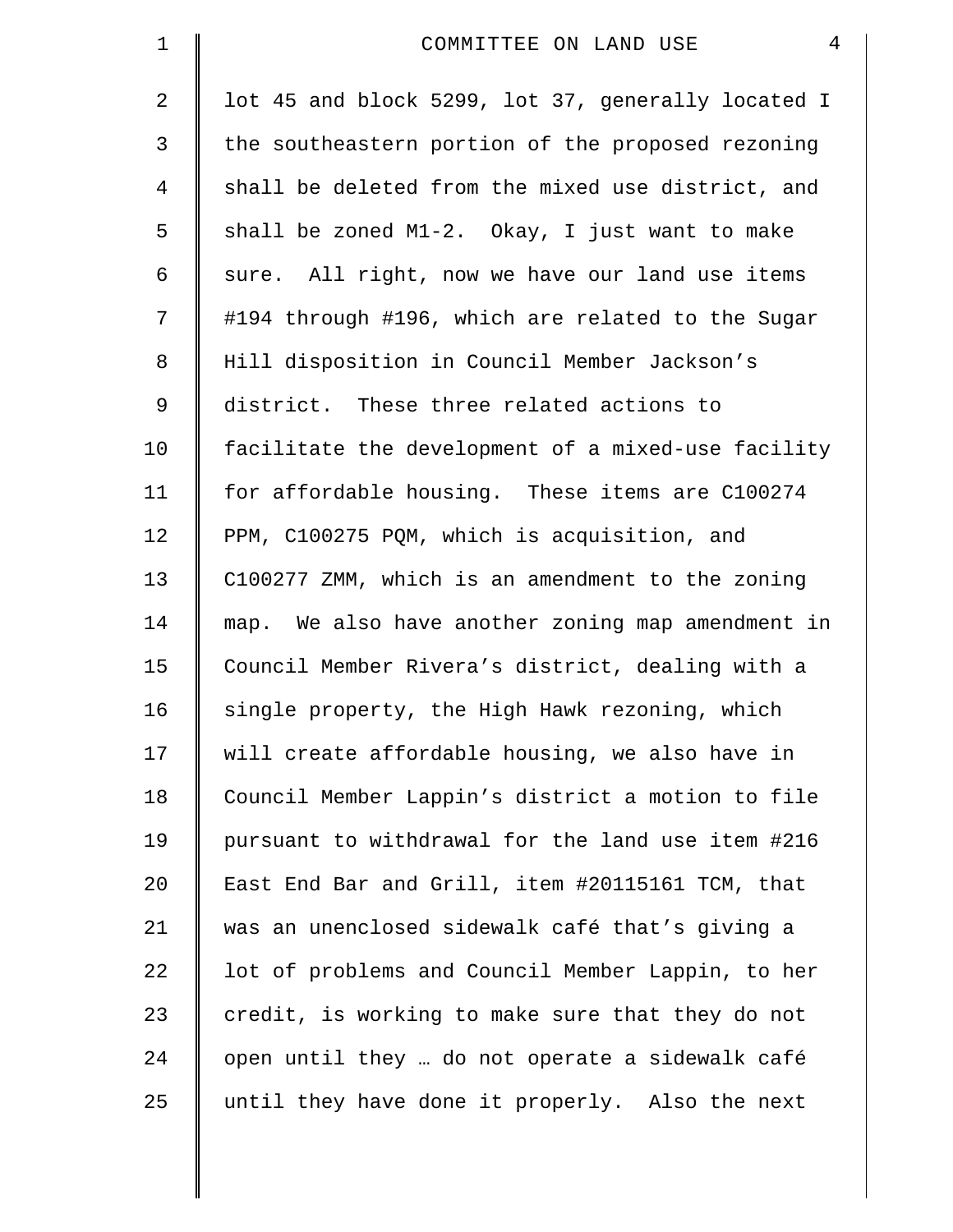lot 45 and block 5299, lot 37, generally located I the southeastern portion of the proposed rezoning shall be deleted from the mixed use district, and shall be zoned M1-2. Okay, I just want to make sure. All right, now we have our land use items #194 through #196, which are related to the Sugar Hill disposition in Council Member Jackson's district. These three related actions to facilitate the development of a mixed-use facility for affordable housing. These items are C100274 PPM, C100275 PQM, which is acquisition, and C100277 ZMM, which is an amendment to the zoning map. We also have another zoning map amendment in Council Member Rivera's district, dealing with a single property, the High Hawk rezoning, which will create affordable housing, we also have in Council Member Lappin's district a motion to file pursuant to withdrawal for the land use item #216 East End Bar and Grill, item #20115161 TCM, that was an unenclosed sidewalk café that's giving a lot of problems and Council Member Lappin, to her credit, is working to make sure that they do not open until they … do not operate a sidewalk café until they have done it properly. Also the next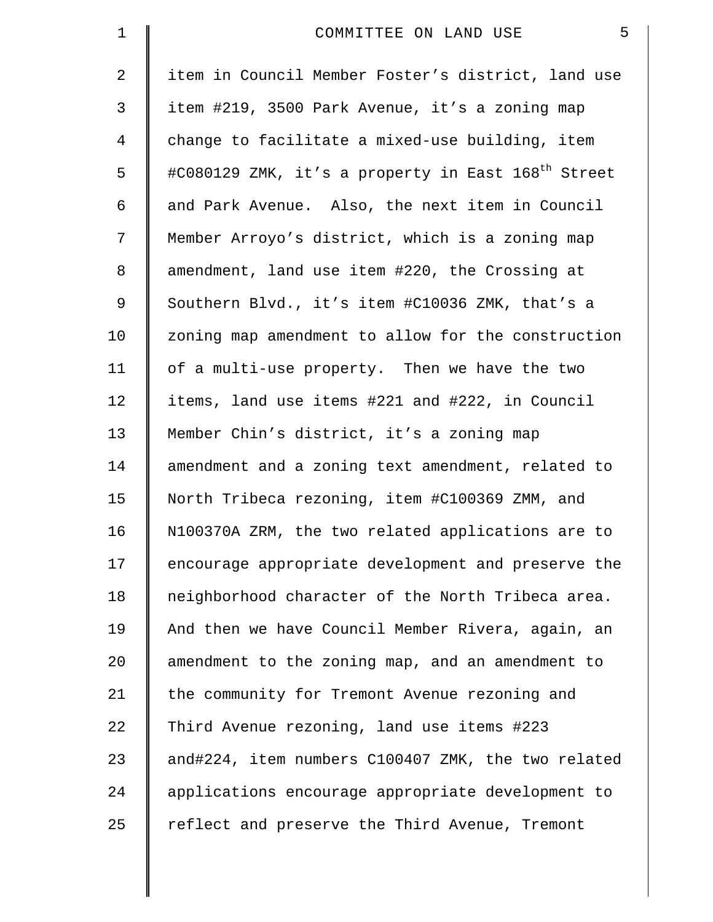item in Council Member Foster's district, land use item #219, 3500 Park Avenue, it's a zoning map change to facilitate a mixed-use building, item #C080129 ZMK, it's a property in East 168th Street and Park Avenue. Also, the next item in Council Member Arroyo's district, which is a zoning map amendment, land use item #220, the Crossing at Southern Blvd., it's item #C10036 ZMK, that's a zoning map amendment to allow for the construction of a multi-use property. Then we have the two items, land use items #221 and #222, in Council Member Chin's district, it's a zoning map amendment and a zoning text amendment, related to North Tribeca rezoning, item #C100369 ZMM, and N100370A ZRM, the two related applications are to encourage appropriate development and preserve the neighborhood character of the North Tribeca area. And then we have Council Member Rivera, again, an amendment to the zoning map, and an amendment to the community for Tremont Avenue rezoning and Third Avenue rezoning, land use items #223 and#224, item numbers C100407 ZMK, the two related applications encourage appropriate development to reflect and preserve the Third Avenue, Tremont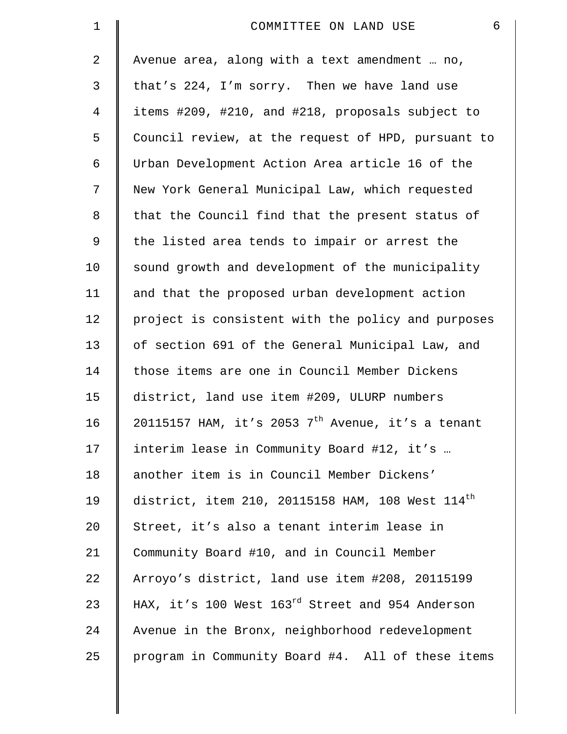Avenue area, along with a text amendment … no, that's 224, I'm sorry. Then we have land use items #209, #210, and #218, proposals subject to Council review, at the request of HPD, pursuant to Urban Development Action Area article 16 of the New York General Municipal Law, which requested that the Council find that the present status of the listed area tends to impair or arrest the sound growth and development of the municipality and that the proposed urban development action project is consistent with the policy and purposes of section 691 of the General Municipal Law, and those items are one in Council Member Dickens district, land use item #209, ULURP numbers 20115157 HAM, it's 2053 7th Avenue, it's a tenant interim lease in Community Board #12, it's … another item is in Council Member Dickens' district, item 210, 20115158 HAM, 108 West 114th Street, it's also a tenant interim lease in Community Board #10, and in Council Member Arroyo's district, land use item #208, 20115199 HAX, it's 100 West 163rd Street and 954 Anderson Avenue in the Bronx, neighborhood redevelopment program in Community Board #4. All of these items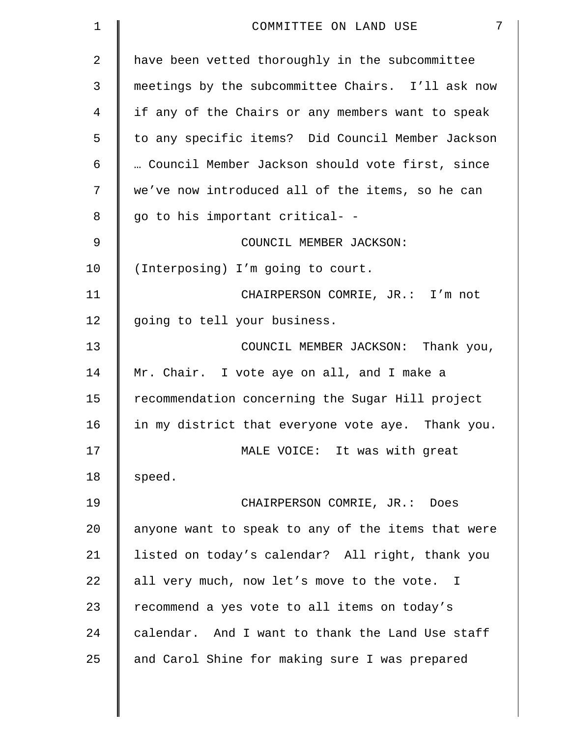have been vetted thoroughly in the subcommittee meetings by the subcommittee Chairs. I'll ask now if any of the Chairs or any members want to speak to any specific items? Did Council Member Jackson … Council Member Jackson should vote first, since we've now introduced all of the items, so he can go to his important critical- -

COUNCIL MEMBER JACKSON: (Interposing) I'm going to court.

CHAIRPERSON COMRIE, JR.: I'm not going to tell your business.

COUNCIL MEMBER JACKSON: Thank you, Mr. Chair. I vote aye on all, and I make a recommendation concerning the Sugar Hill project in my district that everyone vote aye. Thank you.

MALE VOICE: It was with great speed.

CHAIRPERSON COMRIE, JR.: Does anyone want to speak to any of the items that were listed on today's calendar? All right, thank you all very much, now let's move to the vote. I recommend a yes vote to all items on today's calendar. And I want to thank the Land Use staff and Carol Shine for making sure I was prepared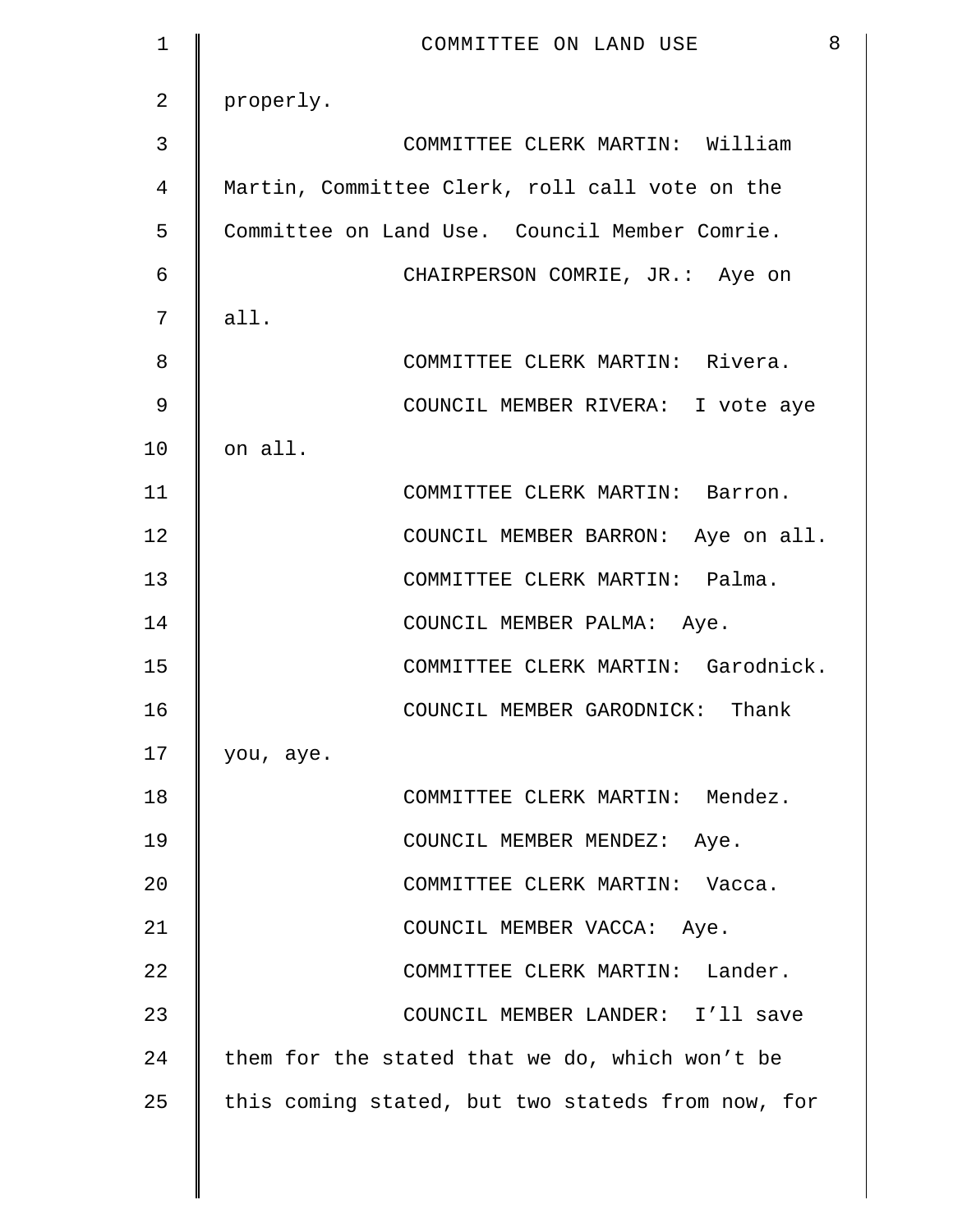properly.

COMMITTEE CLERK MARTIN: William Martin, Committee Clerk, roll call vote on the Committee on Land Use. Council Member Comrie.

CHAIRPERSON COMRIE, JR.: Aye on all.

COMMITTEE CLERK MARTIN: Rivera.

COUNCIL MEMBER RIVERA: I vote aye on all.

COMMITTEE CLERK MARTIN: Barron.

COUNCIL MEMBER BARRON: Aye on all.

COMMITTEE CLERK MARTIN: Palma.

COUNCIL MEMBER PALMA: Aye.

COMMITTEE CLERK MARTIN: Garodnick.

COUNCIL MEMBER GARODNICK: Thank you, aye.

COMMITTEE CLERK MARTIN: Mendez.

COUNCIL MEMBER MENDEZ: Aye.

COMMITTEE CLERK MARTIN: Vacca.

COUNCIL MEMBER VACCA: Aye.

COMMITTEE CLERK MARTIN: Lander.

COUNCIL MEMBER LANDER: I'll save them for the stated that we do, which won't be this coming stated, but two stateds from now, for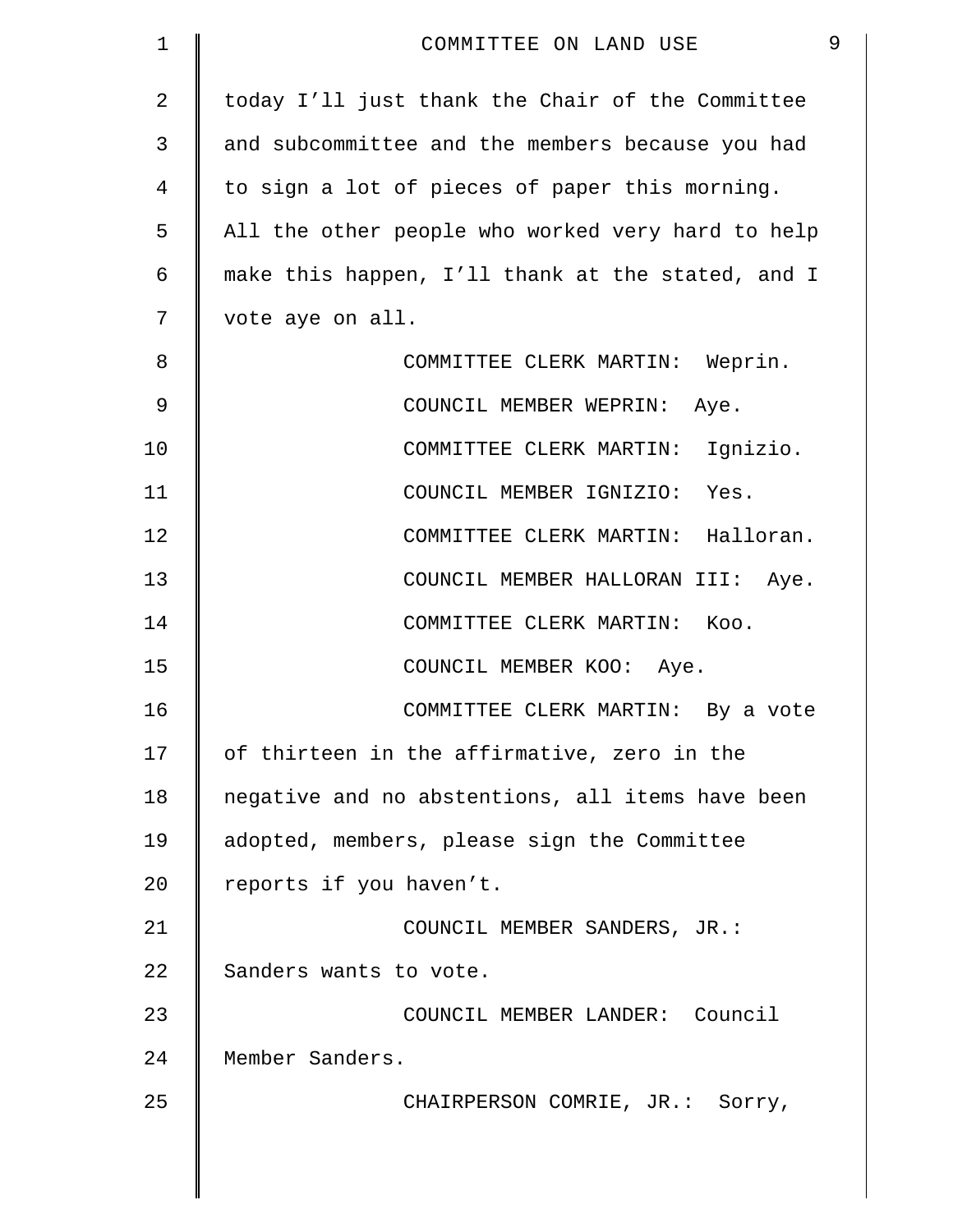today I'll just thank the Chair of the Committee and subcommittee and the members because you had to sign a lot of pieces of paper this morning. All the other people who worked very hard to help make this happen, I'll thank at the stated, and I vote aye on all.

COMMITTEE CLERK MARTIN: Weprin.

COUNCIL MEMBER WEPRIN: Aye.

COMMITTEE CLERK MARTIN: Ignizio.

COUNCIL MEMBER IGNIZIO: Yes.

COMMITTEE CLERK MARTIN: Halloran.

COUNCIL MEMBER HALLORAN III: Aye.

COMMITTEE CLERK MARTIN: Koo.

COUNCIL MEMBER KOO: Aye.

COMMITTEE CLERK MARTIN: By a vote of thirteen in the affirmative, zero in the negative and no abstentions, all items have been adopted, members, please sign the Committee reports if you haven't.

COUNCIL MEMBER SANDERS, JR.: Sanders wants to vote.

COUNCIL MEMBER LANDER: Council Member Sanders.

CHAIRPERSON COMRIE, JR.: Sorry,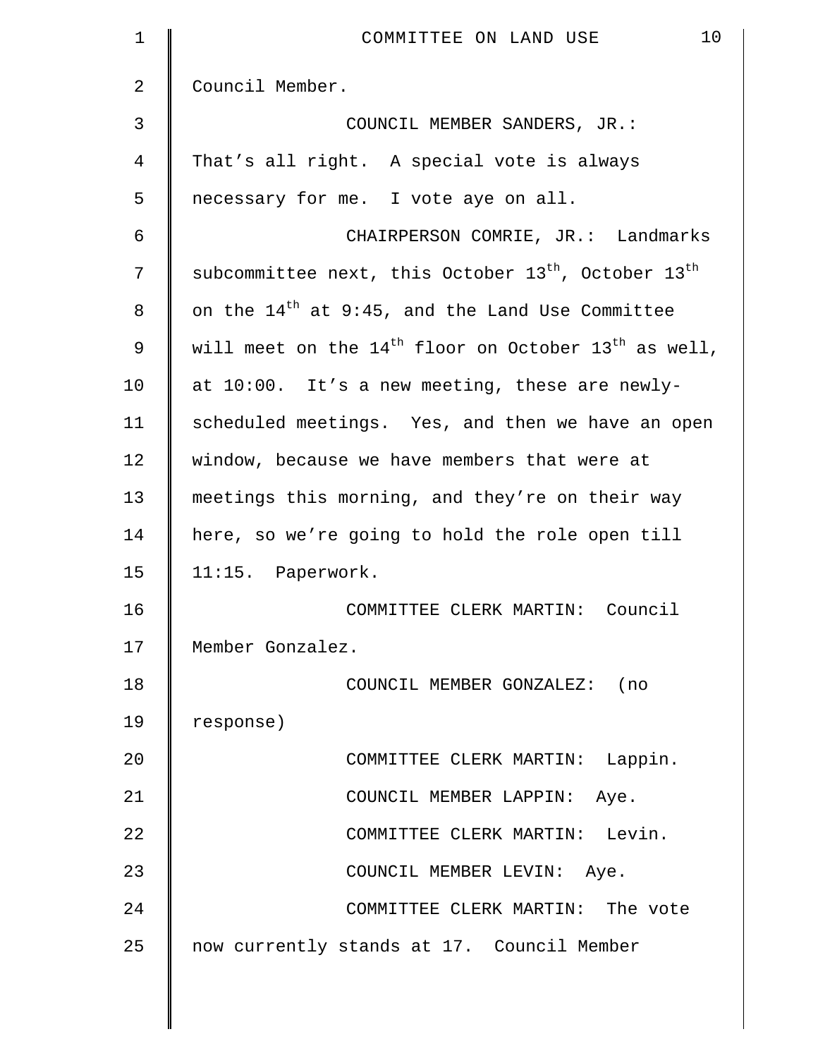Council Member.

COUNCIL MEMBER SANDERS, JR.: That's all right. A special vote is always necessary for me. I vote aye on all.

CHAIRPERSON COMRIE, JR.: Landmarks subcommittee next, this October 13th, October 13th on the 14th at 9:45, and the Land Use Committee will meet on the 14th floor on October 13th as well, at 10:00. It's a new meeting, these are newly-scheduled meetings. Yes, and then we have an open window, because we have members that were at meetings this morning, and they're on their way here, so we're going to hold the role open till 11:15. Paperwork.

COMMITTEE CLERK MARTIN: Council Member Gonzalez.

COUNCIL MEMBER GONZALEZ: (no response)

COMMITTEE CLERK MARTIN: Lappin.

COUNCIL MEMBER LAPPIN: Aye.

COMMITTEE CLERK MARTIN: Levin.

COUNCIL MEMBER LEVIN: Aye.

COMMITTEE CLERK MARTIN: The vote now currently stands at 17. Council Member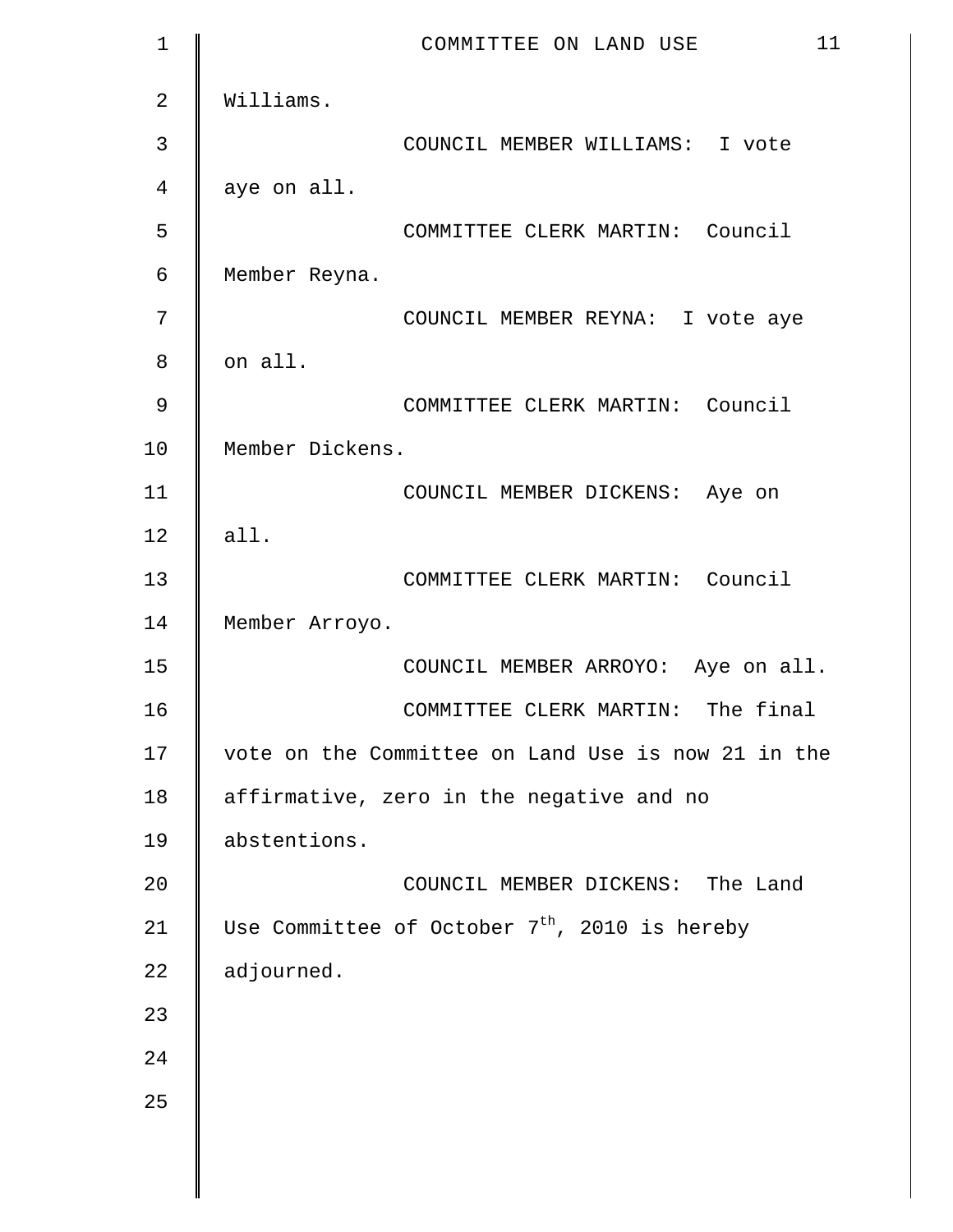Williams.

COUNCIL MEMBER WILLIAMS: I vote aye on all.

COMMITTEE CLERK MARTIN: Council Member Reyna.

COUNCIL MEMBER REYNA: I vote aye on all.

COMMITTEE CLERK MARTIN: Council Member Dickens.

COUNCIL MEMBER DICKENS: Aye on all.

COMMITTEE CLERK MARTIN: Council Member Arroyo.

COUNCIL MEMBER ARROYO: Aye on all.

COMMITTEE CLERK MARTIN: The final vote on the Committee on Land Use is now 21 in the affirmative, zero in the negative and no abstentions.

COUNCIL MEMBER DICKENS: The Land Use Committee of October 7th, 2010 is hereby adjourned.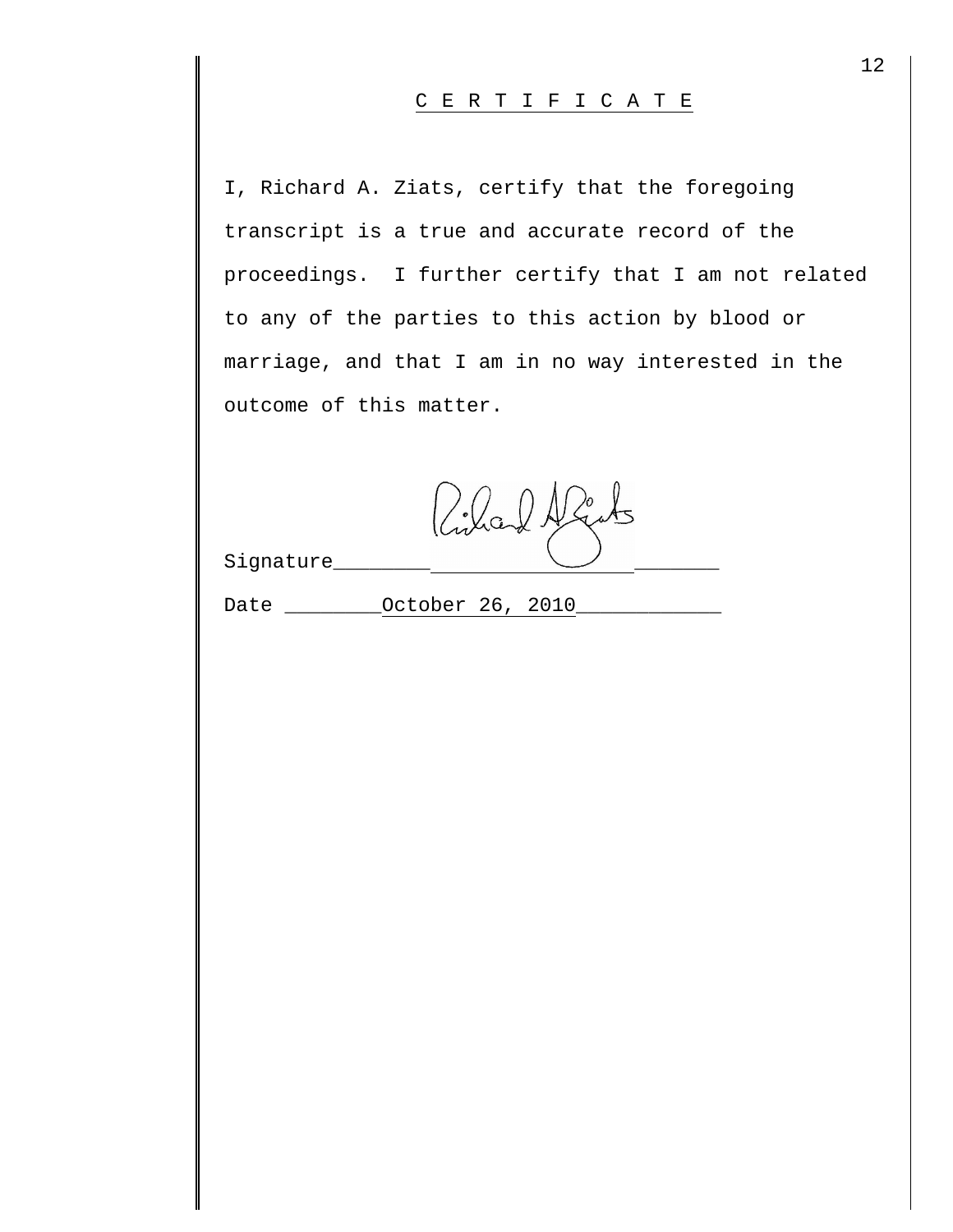## C E R T I F I C A T E

I, Richard A. Ziats, certify that the foregoing transcript is a true and accurate record of the proceedings. I further certify that I am not related to any of the parties to this action by blood or marriage, and that I am in no way interested in the outcome of this matter.

Signature_________________________________

Date ________October 26, 2010____________